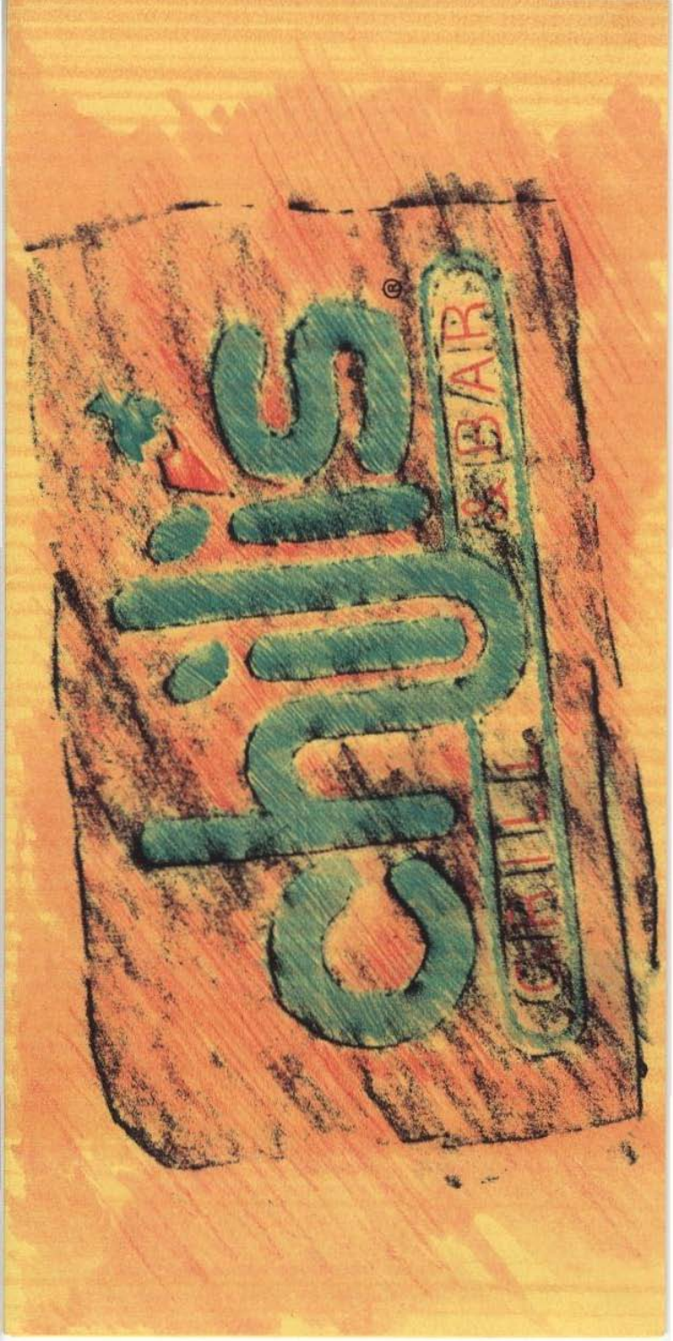chili's®

GRILL & BAR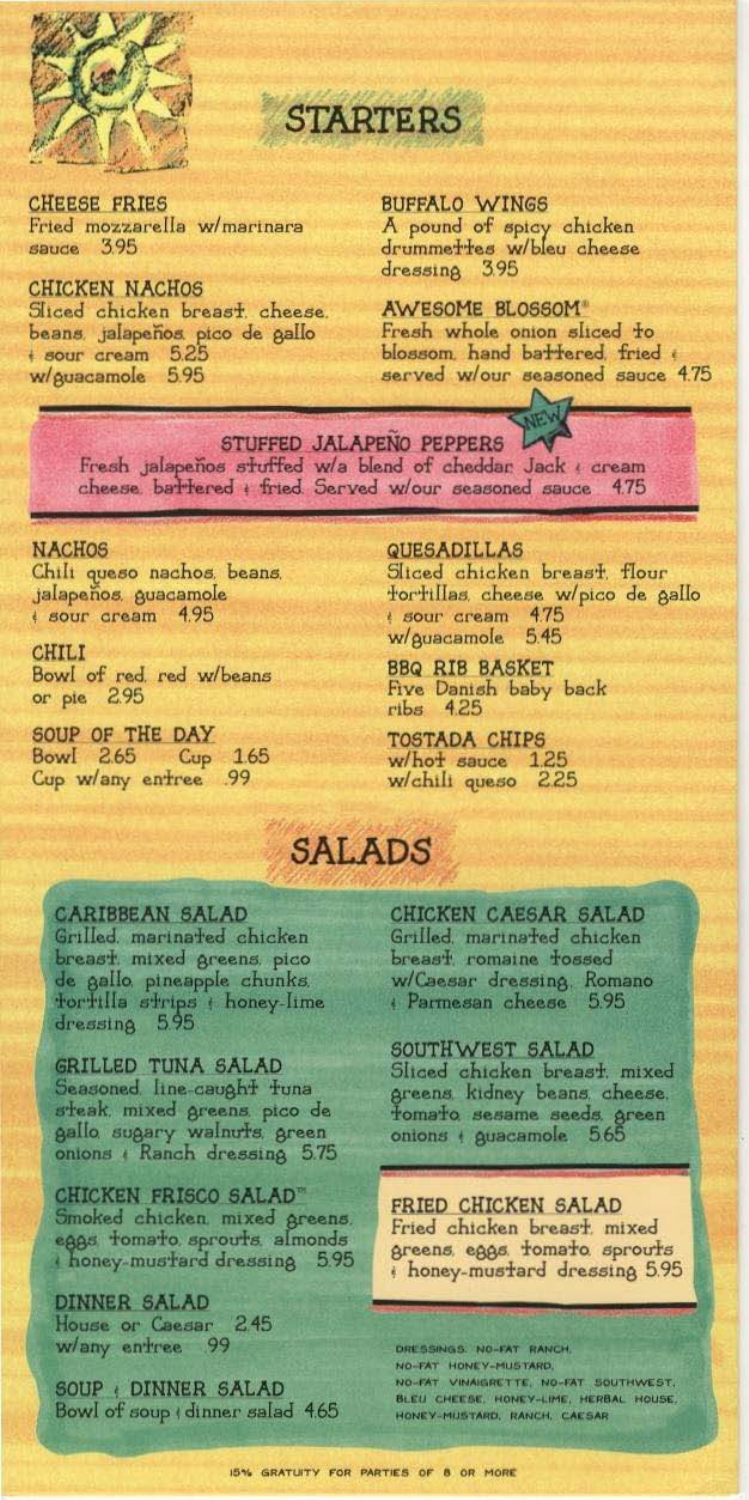# STARTERS

**CHEESE FRIES**
Fried mozzarella w/marinara sauce 3.95

**CHICKEN NACHOS**
Sliced chicken breast, cheese, beans, jalapeños, pico de gallo & sour cream 5.25
w/guacamole 5.95

**BUFFALO WINGS**
A pound of spicy chicken drummettes w/bleu cheese dressing 3.95

**AWESOME BLOSSOM®**
Fresh whole onion sliced to blossom, hand battered, fried & served w/our seasoned sauce 4.75

**STUFFED JALAPEÑO PEPPERS** (NEW)
Fresh jalapeños stuffed w/a blend of cheddar, Jack & cream cheese, battered & fried. Served w/our seasoned sauce 4.75

**NACHOS**
Chili queso nachos, beans, jalapeños, guacamole & sour cream 4.95

**CHILI**
Bowl of red, red w/beans or pie 2.95

**SOUP OF THE DAY**
Bowl 2.65 Cup 1.65
Cup w/any entree .99

**QUESADILLAS**
Sliced chicken breast, flour tortillas, cheese w/pico de gallo & sour cream 4.75
w/guacamole 5.45

**BBQ RIB BASKET**
Five Danish baby back ribs 4.25

**TOSTADA CHIPS**
w/hot sauce 1.25
w/chili queso 2.25

# SALADS

**CARIBBEAN SALAD**
Grilled, marinated chicken breast, mixed greens, pico de gallo, pineapple chunks, tortilla strips & honey-lime dressing 5.95

**GRILLED TUNA SALAD**
Seasoned, line-caught tuna steak, mixed greens, pico de gallo, sugary walnuts, green onions & Ranch dressing 5.75

**CHICKEN FRISCO SALAD™**
Smoked chicken, mixed greens, eggs, tomato, sprouts, almonds & honey-mustard dressing 5.95

**DINNER SALAD**
House or Caesar 2.45
w/any entree .99

**SOUP & DINNER SALAD**
Bowl of soup & dinner salad 4.65

**CHICKEN CAESAR SALAD**
Grilled, marinated chicken breast, romaine tossed w/Caesar dressing, Romano & Parmesan cheese 5.95

**SOUTHWEST SALAD**
Sliced chicken breast, mixed greens, kidney beans, cheese, tomato, sesame seeds, green onions & guacamole 5.65

**FRIED CHICKEN SALAD**
Fried chicken breast, mixed greens, eggs, tomato, sprouts & honey-mustard dressing 5.95

DRESSINGS: NO-FAT RANCH, NO-FAT HONEY-MUSTARD, NO-FAT VINAIGRETTE, NO-FAT SOUTHWEST, BLEU CHEESE, HONEY-LIME, HERBAL HOUSE, HONEY-MUSTARD, RANCH, CAESAR

15% GRATUITY FOR PARTIES OF 8 OR MORE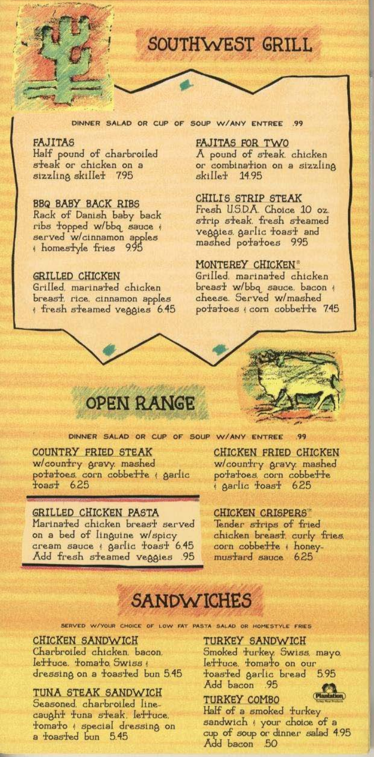# SOUTHWEST GRILL

DINNER SALAD OR CUP OF SOUP W/ANY ENTREE .99

### FAJITAS
Half pound of charbroiled steak or chicken on a sizzling skillet 7.95

### BBQ BABY BACK RIBS
Rack of Danish baby back ribs topped w/bbq sauce & served w/cinnamon apples & homestyle fries 9.95

### GRILLED CHICKEN
Grilled, marinated chicken breast, rice, cinnamon apples & fresh steamed veggies 6.45

### FAJITAS FOR TWO
A pound of steak, chicken or combination on a sizzling skillet 14.95

### CHILI'S STRIP STEAK
Fresh U.S.D.A. Choice 10 oz. strip steak, fresh steamed veggies, garlic toast and mashed potatoes 9.95

### MONTEREY CHICKEN®
Grilled, marinated chicken breast w/bbq sauce, bacon & cheese. Served w/mashed potatoes & corn cobbette 7.45

# OPEN RANGE

DINNER SALAD OR CUP OF SOUP W/ANY ENTREE .99

### COUNTRY FRIED STEAK
w/country gravy, mashed potatoes, corn cobbette & garlic toast 6.25

### GRILLED CHICKEN PASTA
Marinated chicken breast served on a bed of linguine w/spicy cream sauce & garlic toast 6.45
Add fresh steamed veggies .95

### CHICKEN FRIED CHICKEN
w/country gravy, mashed potatoes, corn cobbette & garlic toast 6.25

### CHICKEN CRISPERS™
Tender strips of fried chicken breast, curly fries, corn cobbette & honey-mustard sauce 6.25

# SANDWICHES

SERVED W/YOUR CHOICE OF LOW FAT PASTA SALAD OR HOMESTYLE FRIES

### CHICKEN SANDWICH
Charbroiled chicken, bacon, lettuce, tomato, Swiss & dressing on a toasted bun 5.45

### TUNA STEAK SANDWICH
Seasoned, charbroiled line-caught tuna steak, lettuce, tomato & special dressing on a toasted bun 5.45

### TURKEY SANDWICH
Smoked turkey, Swiss, mayo, lettuce, tomato on our toasted garlic bread 5.95
Add bacon .95

### TURKEY COMBO
Half of a smoked turkey sandwich & your choice of a cup of soup or dinner salad 4.95
Add bacon .50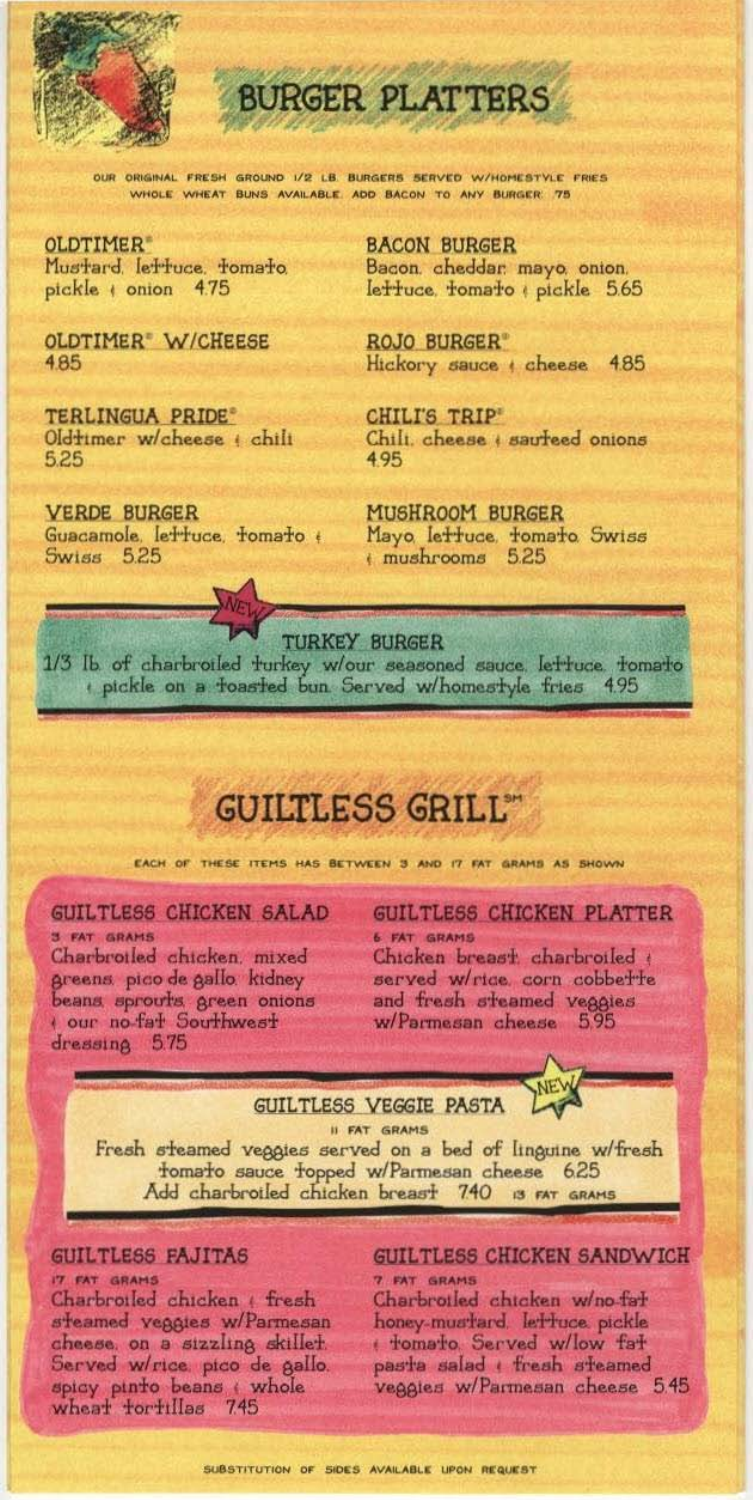# BURGER PLATTERS

OUR ORIGINAL FRESH GROUND 1/2 LB. BURGERS SERVED W/HOMESTYLE FRIES
WHOLE WHEAT BUNS AVAILABLE. ADD BACON TO ANY BURGER .75

**OLDTIMER®**
Mustard, lettuce, tomato, pickle & onion 4.75

**OLDTIMER® W/CHEESE**
4.85

**TERLINGUA PRIDE®**
Oldtimer w/cheese & chili
5.25

**VERDE BURGER**
Guacamole, lettuce, tomato & Swiss 5.25

**BACON BURGER**
Bacon, cheddar, mayo, onion, lettuce, tomato & pickle 5.65

**ROJO BURGER®**
Hickory sauce & cheese 4.85

**CHILI'S TRIP®**
Chili, cheese & sauteed onions
4.95

**MUSHROOM BURGER**
Mayo, lettuce, tomato, Swiss & mushrooms 5.25

NEW

**TURKEY BURGER**
1/3 lb. of charbroiled turkey w/our seasoned sauce, lettuce, tomato & pickle on a toasted bun. Served w/homestyle fries 4.95

# GUILTLESS GRILL℠

EACH OF THESE ITEMS HAS BETWEEN 3 AND 17 FAT GRAMS AS SHOWN

**GUILTLESS CHICKEN SALAD**
3 FAT GRAMS
Charbroiled chicken, mixed greens, pico de gallo, kidney beans, sprouts, green onions & our no-fat Southwest dressing 5.75

**GUILTLESS CHICKEN PLATTER**
6 FAT GRAMS
Chicken breast charbroiled & served w/rice, corn cobbette and fresh steamed veggies w/Parmesan cheese 5.95

NEW

**GUILTLESS VEGGIE PASTA**
11 FAT GRAMS
Fresh steamed veggies served on a bed of linguine w/fresh tomato sauce topped w/Parmesan cheese 6.25
Add charbroiled chicken breast 7.40 13 FAT GRAMS

**GUILTLESS FAJITAS**
17 FAT GRAMS
Charbroiled chicken & fresh steamed veggies w/Parmesan cheese, on a sizzling skillet. Served w/rice, pico de gallo, spicy pinto beans & whole wheat tortillas 7.45

**GUILTLESS CHICKEN SANDWICH**
7 FAT GRAMS
Charbroiled chicken w/no-fat honey-mustard, lettuce, pickle & tomato. Served w/low fat pasta salad & fresh steamed veggies w/Parmesan cheese 5.45

SUBSTITUTION OF SIDES AVAILABLE UPON REQUEST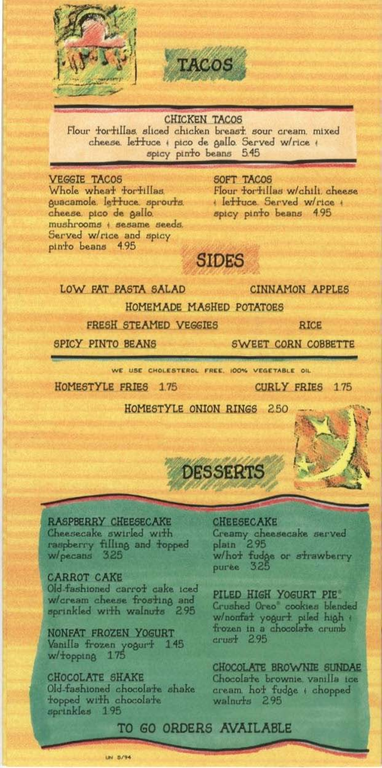# TACOS

**CHICKEN TACOS**
Flour tortillas, sliced chicken breast, sour cream, mixed cheese, lettuce & pico de gallo. Served w/rice & spicy pinto beans 5.45

**VEGGIE TACOS**
Whole wheat tortillas, guacamole, lettuce, sprouts, cheese, pico de gallo, mushrooms & sesame seeds. Served w/rice and spicy pinto beans 4.95

**SOFT TACOS**
Flour tortillas w/chili, cheese & lettuce. Served w/rice & spicy pinto beans 4.95

# SIDES

LOW FAT PASTA SALAD

CINNAMON APPLES

HOMEMADE MASHED POTATOES

FRESH STEAMED VEGGIES

RICE

SPICY PINTO BEANS

SWEET CORN COBBETTE

WE USE CHOLESTEROL FREE, 100% VEGETABLE OIL

HOMESTYLE FRIES 1.75

CURLY FRIES 1.75

HOMESTYLE ONION RINGS 2.50

# DESSERTS

**RASPBERRY CHEESECAKE**
Cheesecake swirled with raspberry filling and topped w/pecans 3.25

**CARROT CAKE**
Old-fashioned carrot cake iced w/cream cheese frosting and sprinkled with walnuts 2.95

**NONFAT FROZEN YOGURT**
Vanilla frozen yogurt 1.45
w/topping 1.75

**CHOCOLATE SHAKE**
Old-fashioned chocolate shake topped with chocolate sprinkles 1.95

**CHEESECAKE**
Creamy cheesecake served plain 2.95
w/hot fudge or strawberry purée 3.25

**PILED HIGH YOGURT PIE®**
Crushed Oreo® cookies blended w/nonfat yogurt, piled high & frozen in a chocolate crumb crust 2.95

**CHOCOLATE BROWNIE SUNDAE**
Chocolate brownie, vanilla ice cream, hot fudge & chopped walnuts 2.95

TO GO ORDERS AVAILABLE

UN 5/94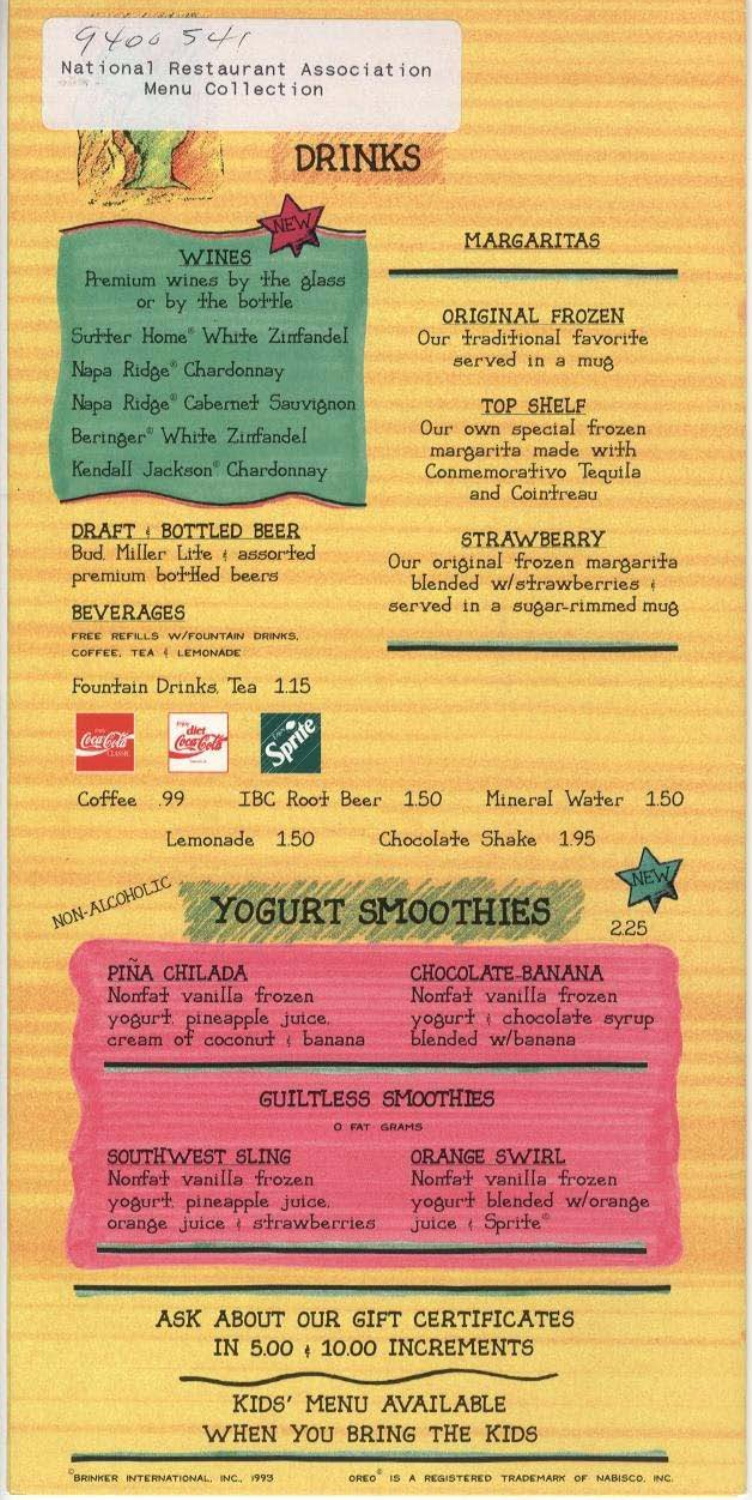9400 541
National Restaurant Association
Menu Collection

# DRINKS

## WINES

NEW

Premium wines by the glass or by the bottle

Sutter Home® White Zinfandel

Napa Ridge® Chardonnay

Napa Ridge® Cabernet Sauvignon

Beringer® White Zinfandel

Kendall Jackson® Chardonnay

## DRAFT & BOTTLED BEER

Bud, Miller Lite & assorted premium bottled beers

## BEVERAGES

FREE REFILLS W/FOUNTAIN DRINKS, COFFEE, TEA & LEMONADE

Fountain Drinks, Tea 1.15

Coca-Cola Classic · diet Coca-Cola · Sprite

Coffee .99 IBC Root Beer 1.50 Mineral Water 1.50

Lemonade 1.50 Chocolate Shake 1.95

## MARGARITAS

### ORIGINAL FROZEN

Our traditional favorite served in a mug

### TOP SHELF

Our own special frozen margarita made with Conmemorativo Tequila and Cointreau

### STRAWBERRY

Our original frozen margarita blended w/strawberries & served in a sugar-rimmed mug

## NON-ALCOHOLIC YOGURT SMOOTHIES

NEW

2.25

### PIÑA CHILADA

Nonfat vanilla frozen yogurt, pineapple juice, cream of coconut & banana

### CHOCOLATE-BANANA

Nonfat vanilla frozen yogurt & chocolate syrup blended w/banana

## GUILTLESS SMOOTHIES

0 FAT GRAMS

### SOUTHWEST SLING

Nonfat vanilla frozen yogurt, pineapple juice, orange juice & strawberries

### ORANGE SWIRL

Nonfat vanilla frozen yogurt blended w/orange juice & Sprite®

ASK ABOUT OUR GIFT CERTIFICATES IN 5.00 & 10.00 INCREMENTS

KIDS' MENU AVAILABLE WHEN YOU BRING THE KIDS

©BRINKER INTERNATIONAL, INC., 1993 OREO® IS A REGISTERED TRADEMARK OF NABISCO, INC.